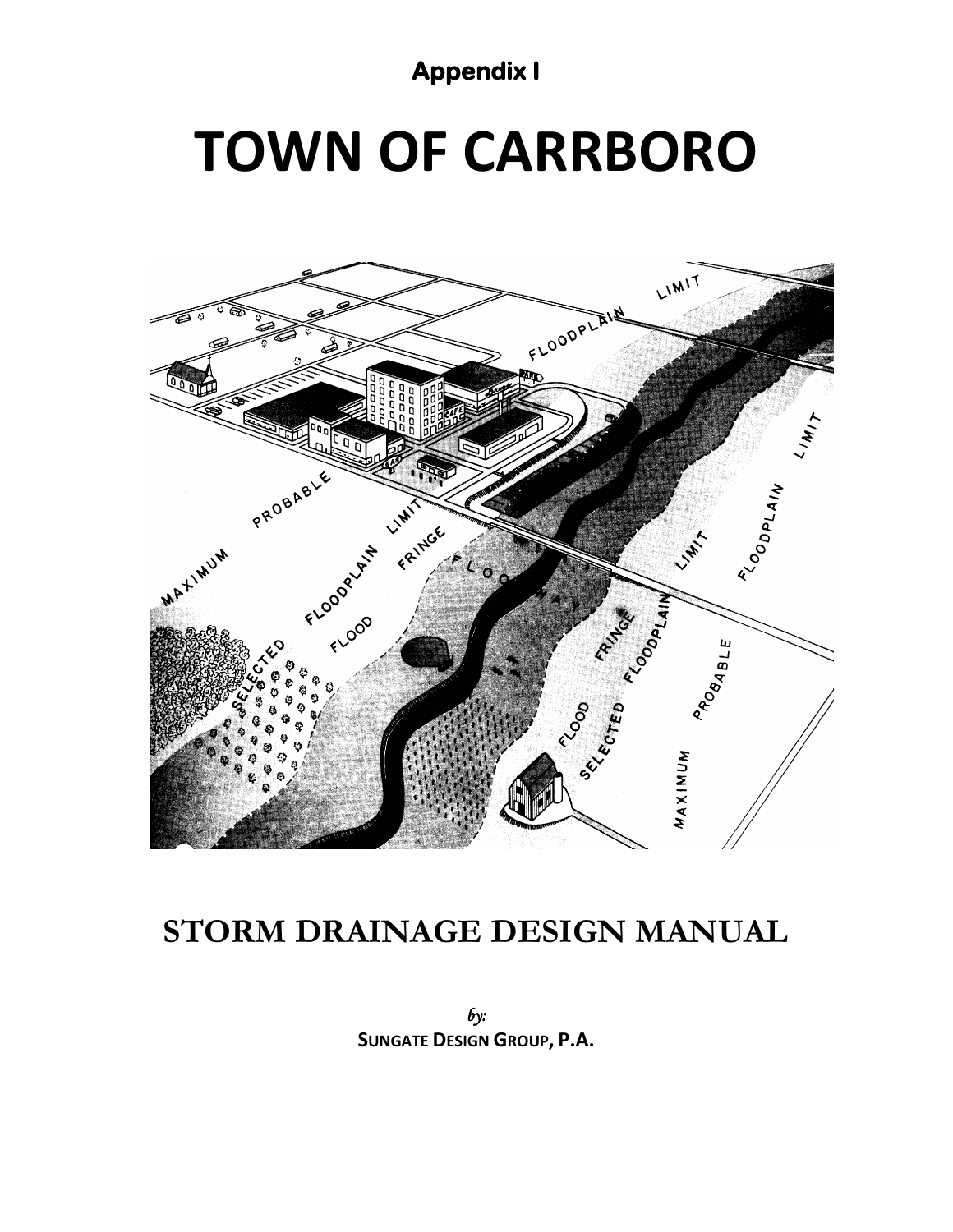**Appendix I**

# TOWN OF CARRBORO

## STORM DRAINAGE DESIGN MANUAL

*by:*

**SUNGATE DESIGN GROUP, P.A.**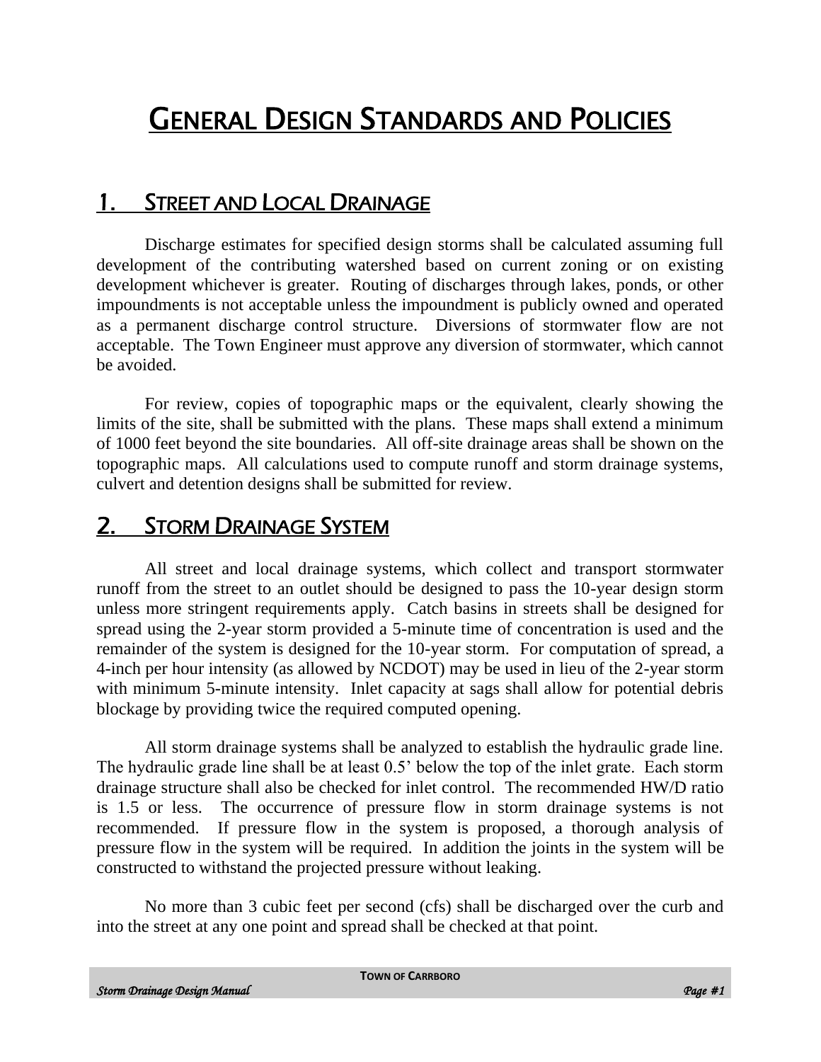# General Design Standards and Policies

## 1. Street and Local Drainage

Discharge estimates for specified design storms shall be calculated assuming full development of the contributing watershed based on current zoning or on existing development whichever is greater. Routing of discharges through lakes, ponds, or other impoundments is not acceptable unless the impoundment is publicly owned and operated as a permanent discharge control structure. Diversions of stormwater flow are not acceptable. The Town Engineer must approve any diversion of stormwater, which cannot be avoided.

For review, copies of topographic maps or the equivalent, clearly showing the limits of the site, shall be submitted with the plans. These maps shall extend a minimum of 1000 feet beyond the site boundaries. All off-site drainage areas shall be shown on the topographic maps. All calculations used to compute runoff and storm drainage systems, culvert and detention designs shall be submitted for review.

## 2. Storm Drainage System

All street and local drainage systems, which collect and transport stormwater runoff from the street to an outlet should be designed to pass the 10-year design storm unless more stringent requirements apply. Catch basins in streets shall be designed for spread using the 2-year storm provided a 5-minute time of concentration is used and the remainder of the system is designed for the 10-year storm. For computation of spread, a 4-inch per hour intensity (as allowed by NCDOT) may be used in lieu of the 2-year storm with minimum 5-minute intensity. Inlet capacity at sags shall allow for potential debris blockage by providing twice the required computed opening.

All storm drainage systems shall be analyzed to establish the hydraulic grade line. The hydraulic grade line shall be at least 0.5' below the top of the inlet grate. Each storm drainage structure shall also be checked for inlet control. The recommended HW/D ratio is 1.5 or less. The occurrence of pressure flow in storm drainage systems is not recommended. If pressure flow in the system is proposed, a thorough analysis of pressure flow in the system will be required. In addition the joints in the system will be constructed to withstand the projected pressure without leaking.

No more than 3 cubic feet per second (cfs) shall be discharged over the curb and into the street at any one point and spread shall be checked at that point.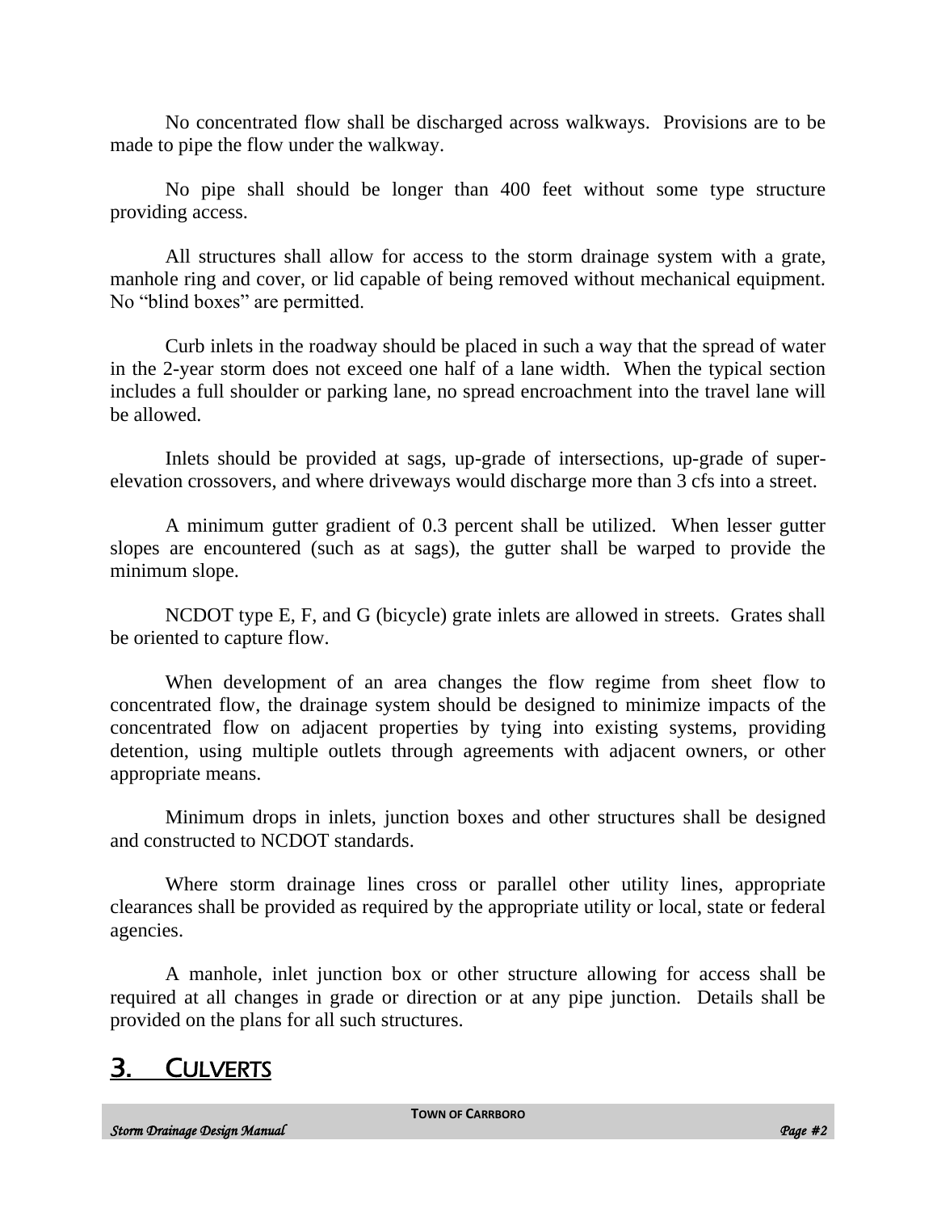No concentrated flow shall be discharged across walkways. Provisions are to be made to pipe the flow under the walkway.

No pipe shall should be longer than 400 feet without some type structure providing access.

All structures shall allow for access to the storm drainage system with a grate, manhole ring and cover, or lid capable of being removed without mechanical equipment. No "blind boxes" are permitted.

Curb inlets in the roadway should be placed in such a way that the spread of water in the 2-year storm does not exceed one half of a lane width. When the typical section includes a full shoulder or parking lane, no spread encroachment into the travel lane will be allowed.

Inlets should be provided at sags, up-grade of intersections, up-grade of super-elevation crossovers, and where driveways would discharge more than 3 cfs into a street.

A minimum gutter gradient of 0.3 percent shall be utilized. When lesser gutter slopes are encountered (such as at sags), the gutter shall be warped to provide the minimum slope.

NCDOT type E, F, and G (bicycle) grate inlets are allowed in streets. Grates shall be oriented to capture flow.

When development of an area changes the flow regime from sheet flow to concentrated flow, the drainage system should be designed to minimize impacts of the concentrated flow on adjacent properties by tying into existing systems, providing detention, using multiple outlets through agreements with adjacent owners, or other appropriate means.

Minimum drops in inlets, junction boxes and other structures shall be designed and constructed to NCDOT standards.

Where storm drainage lines cross or parallel other utility lines, appropriate clearances shall be provided as required by the appropriate utility or local, state or federal agencies.

A manhole, inlet junction box or other structure allowing for access shall be required at all changes in grade or direction or at any pipe junction. Details shall be provided on the plans for all such structures.

## 3. CULVERTS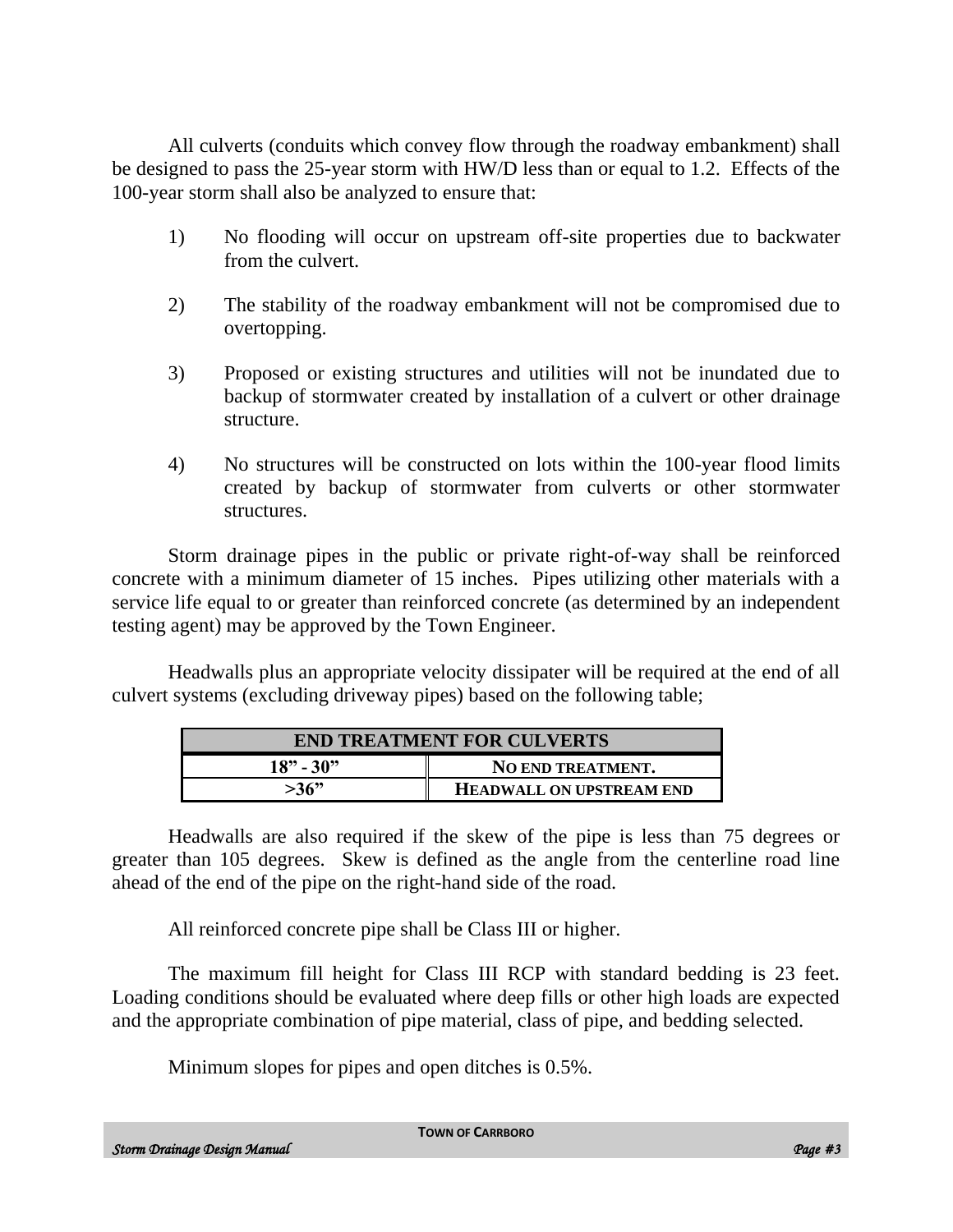All culverts (conduits which convey flow through the roadway embankment) shall be designed to pass the 25-year storm with HW/D less than or equal to 1.2. Effects of the 100-year storm shall also be analyzed to ensure that:

1) No flooding will occur on upstream off-site properties due to backwater from the culvert.

2) The stability of the roadway embankment will not be compromised due to overtopping.

3) Proposed or existing structures and utilities will not be inundated due to backup of stormwater created by installation of a culvert or other drainage structure.

4) No structures will be constructed on lots within the 100-year flood limits created by backup of stormwater from culverts or other stormwater structures.

Storm drainage pipes in the public or private right-of-way shall be reinforced concrete with a minimum diameter of 15 inches. Pipes utilizing other materials with a service life equal to or greater than reinforced concrete (as determined by an independent testing agent) may be approved by the Town Engineer.

Headwalls plus an appropriate velocity dissipater will be required at the end of all culvert systems (excluding driveway pipes) based on the following table;

| END TREATMENT FOR CULVERTS | |
|---|---|
| **18" - 30"** | **NO END TREATMENT.** |
| **>36"** | **HEADWALL ON UPSTREAM END** |

Headwalls are also required if the skew of the pipe is less than 75 degrees or greater than 105 degrees. Skew is defined as the angle from the centerline road line ahead of the end of the pipe on the right-hand side of the road.

All reinforced concrete pipe shall be Class III or higher.

The maximum fill height for Class III RCP with standard bedding is 23 feet. Loading conditions should be evaluated where deep fills or other high loads are expected and the appropriate combination of pipe material, class of pipe, and bedding selected.

Minimum slopes for pipes and open ditches is 0.5%.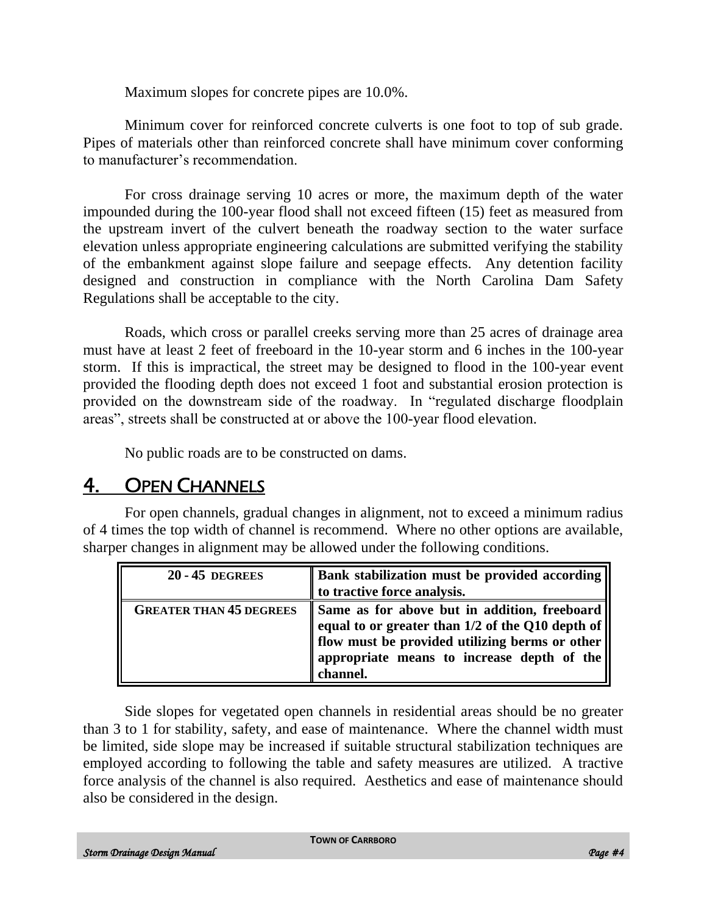Maximum slopes for concrete pipes are 10.0%.

Minimum cover for reinforced concrete culverts is one foot to top of sub grade. Pipes of materials other than reinforced concrete shall have minimum cover conforming to manufacturer's recommendation.

For cross drainage serving 10 acres or more, the maximum depth of the water impounded during the 100-year flood shall not exceed fifteen (15) feet as measured from the upstream invert of the culvert beneath the roadway section to the water surface elevation unless appropriate engineering calculations are submitted verifying the stability of the embankment against slope failure and seepage effects. Any detention facility designed and construction in compliance with the North Carolina Dam Safety Regulations shall be acceptable to the city.

Roads, which cross or parallel creeks serving more than 25 acres of drainage area must have at least 2 feet of freeboard in the 10-year storm and 6 inches in the 100-year storm. If this is impractical, the street may be designed to flood in the 100-year event provided the flooding depth does not exceed 1 foot and substantial erosion protection is provided on the downstream side of the roadway. In "regulated discharge floodplain areas", streets shall be constructed at or above the 100-year flood elevation.

No public roads are to be constructed on dams.

## 4. OPEN CHANNELS

For open channels, gradual changes in alignment, not to exceed a minimum radius of 4 times the top width of channel is recommend. Where no other options are available, sharper changes in alignment may be allowed under the following conditions.

| 20 - 45 DEGREES | Bank stabilization must be provided according to tractive force analysis. |
|---|---|
| GREATER THAN 45 DEGREES | Same as for above but in addition, freeboard equal to or greater than 1/2 of the Q10 depth of flow must be provided utilizing berms or other appropriate means to increase depth of the channel. |

Side slopes for vegetated open channels in residential areas should be no greater than 3 to 1 for stability, safety, and ease of maintenance. Where the channel width must be limited, side slope may be increased if suitable structural stabilization techniques are employed according to following the table and safety measures are utilized. A tractive force analysis of the channel is also required. Aesthetics and ease of maintenance should also be considered in the design.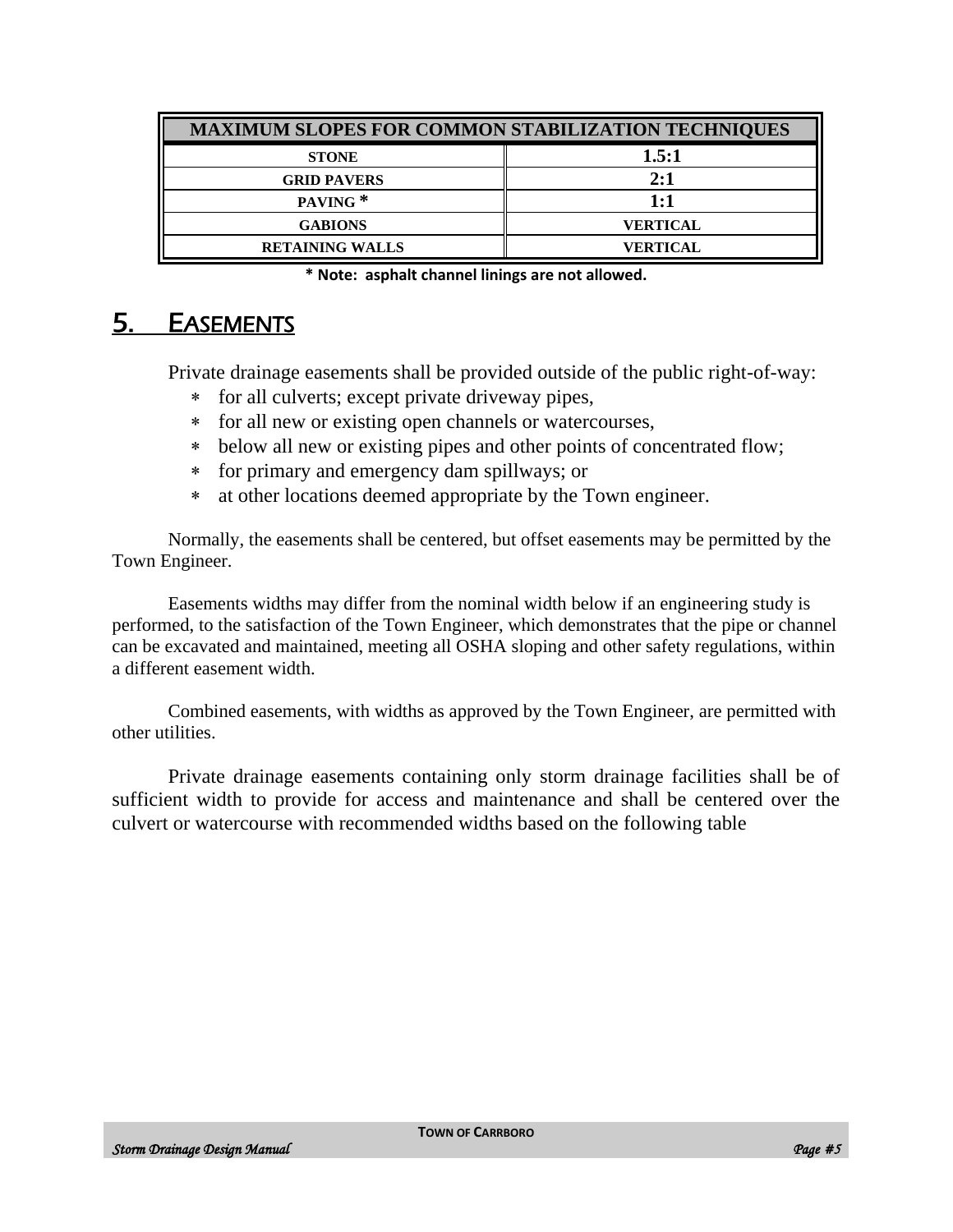| MAXIMUM SLOPES FOR COMMON STABILIZATION TECHNIQUES | |
|---|---|
| STONE | 1.5:1 |
| GRID PAVERS | 2:1 |
| PAVING * | 1:1 |
| GABIONS | VERTICAL |
| RETAINING WALLS | VERTICAL |

**\* Note: asphalt channel linings are not allowed.**

# 5. EASEMENTS

Private drainage easements shall be provided outside of the public right-of-way:

- for all culverts; except private driveway pipes,
- for all new or existing open channels or watercourses,
- below all new or existing pipes and other points of concentrated flow;
- for primary and emergency dam spillways; or
- at other locations deemed appropriate by the Town engineer.

Normally, the easements shall be centered, but offset easements may be permitted by the Town Engineer.

Easements widths may differ from the nominal width below if an engineering study is performed, to the satisfaction of the Town Engineer, which demonstrates that the pipe or channel can be excavated and maintained, meeting all OSHA sloping and other safety regulations, within a different easement width.

Combined easements, with widths as approved by the Town Engineer, are permitted with other utilities.

Private drainage easements containing only storm drainage facilities shall be of sufficient width to provide for access and maintenance and shall be centered over the culvert or watercourse with recommended widths based on the following table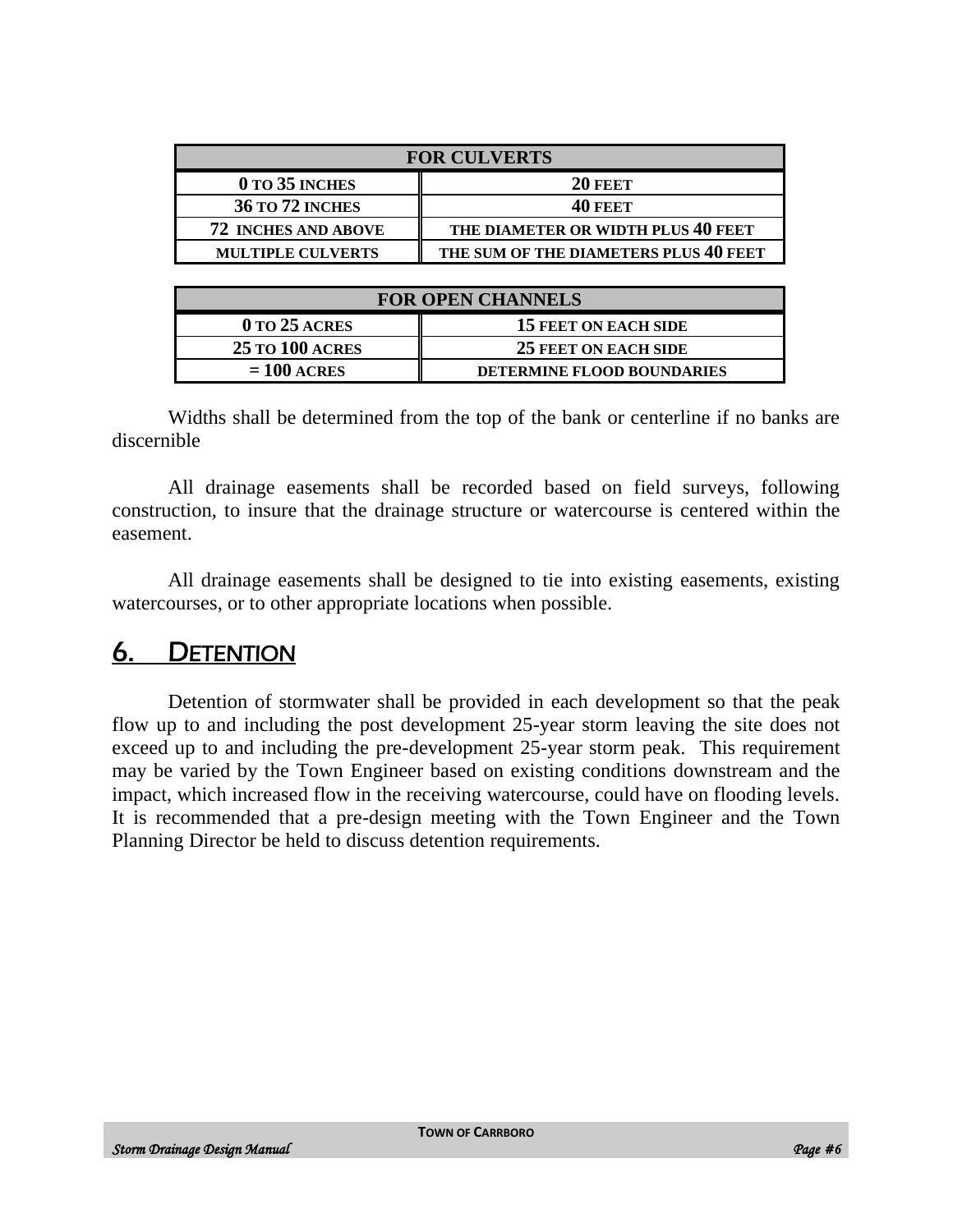| FOR CULVERTS | |
|---|---|
| 0 TO 35 INCHES | 20 FEET |
| 36 TO 72 INCHES | 40 FEET |
| 72 INCHES AND ABOVE | THE DIAMETER OR WIDTH PLUS 40 FEET |
| MULTIPLE CULVERTS | THE SUM OF THE DIAMETERS PLUS 40 FEET |

| FOR OPEN CHANNELS | |
|---|---|
| 0 TO 25 ACRES | 15 FEET ON EACH SIDE |
| 25 TO 100 ACRES | 25 FEET ON EACH SIDE |
| = 100 ACRES | DETERMINE FLOOD BOUNDARIES |

Widths shall be determined from the top of the bank or centerline if no banks are discernible

All drainage easements shall be recorded based on field surveys, following construction, to insure that the drainage structure or watercourse is centered within the easement.

All drainage easements shall be designed to tie into existing easements, existing watercourses, or to other appropriate locations when possible.

## 6. DETENTION

Detention of stormwater shall be provided in each development so that the peak flow up to and including the post development 25-year storm leaving the site does not exceed up to and including the pre-development 25-year storm peak. This requirement may be varied by the Town Engineer based on existing conditions downstream and the impact, which increased flow in the receiving watercourse, could have on flooding levels. It is recommended that a pre-design meeting with the Town Engineer and the Town Planning Director be held to discuss detention requirements.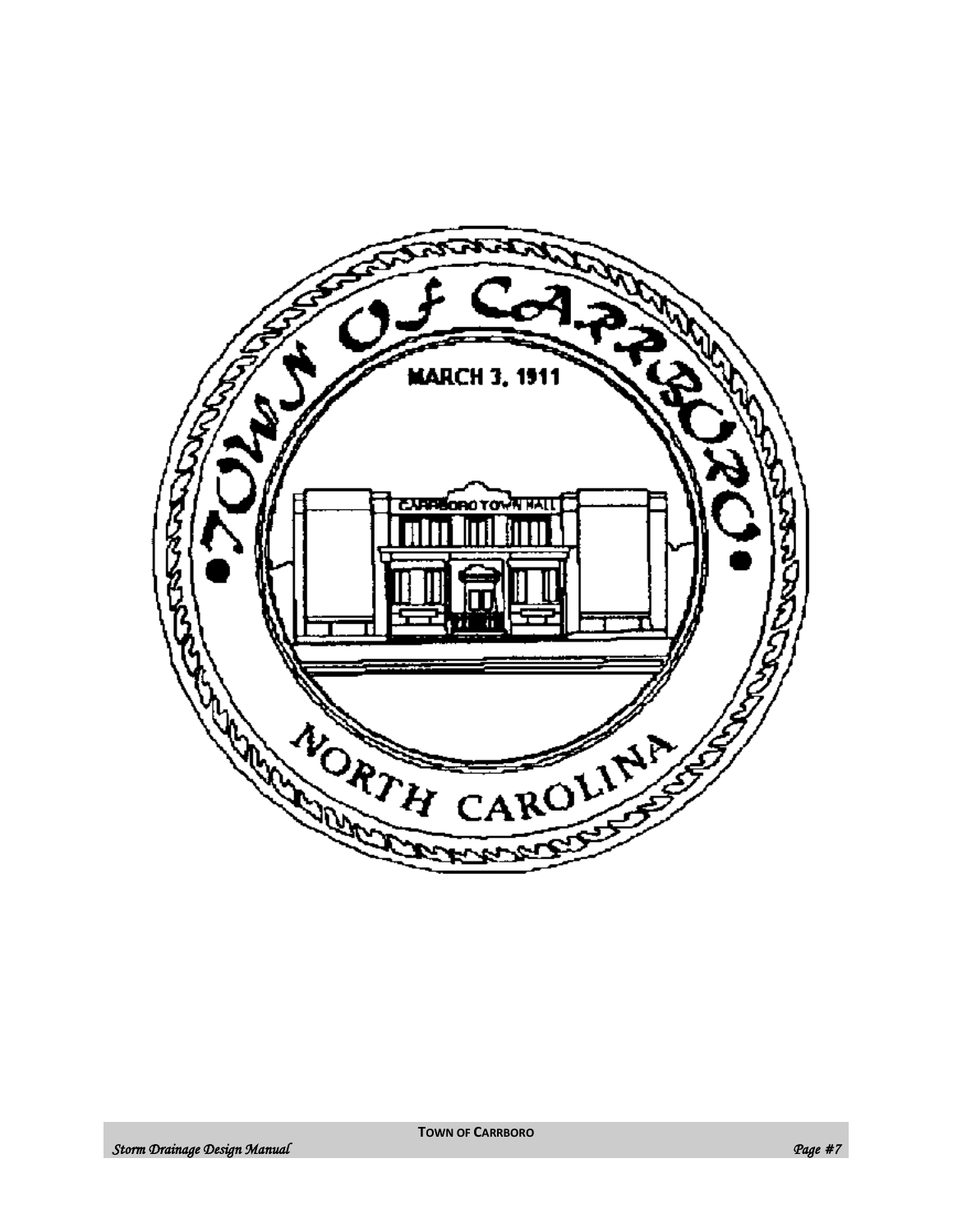TOWN OF CARRBORO

MARCH 3, 1911

CARRBORO TOWN HALL

NORTH CAROLINA